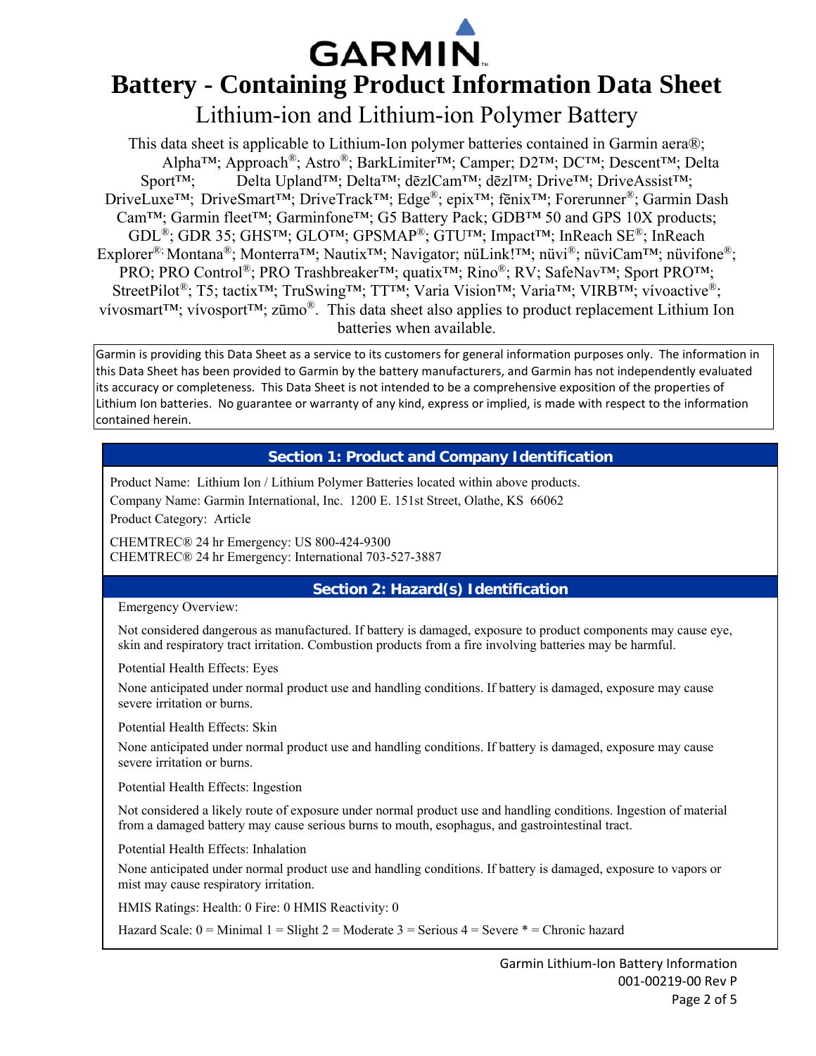# Battery - Containing Product Information Data Sheet

## Lithium-ion and Lithium-ion Polymer Battery

This data sheet is applicable to Lithium-Ion polymer batteries contained in Garmin aera®; Alpha™; Approach®; Astro®; BarkLimiter™; Camper; D2™; DC™; Descent™; Delta Sport™; Delta Upland™; Delta™; dēzlCam™; dēzl™; Drive™; DriveAssist™; DriveLuxe™; DriveSmart™; DriveTrack™; Edge®; epix™; fēnix™; Forerunner®; Garmin Dash Cam™; Garmin fleet™; Garminfone™; G5 Battery Pack; GDB™ 50 and GPS 10X products; GDL®; GDR 35; GHS™; GLO™; GPSMAP®; GTU™; Impact™; InReach SE®; InReach Explorer®; Montana®; Monterra™; Nautix™; Navigator; nüLink!™; nüvi®; nüviCam™; nüvifone®; PRO; PRO Control®; PRO Trashbreaker™; quatix™; Rino®; RV; SafeNav™; Sport PRO™; StreetPilot®; T5; tactix™; TruSwing™; TT™; Varia Vision™; Varia™; VIRB™; vívoactive®; vívosmart™; vívosport™; zūmo®. This data sheet also applies to product replacement Lithium Ion batteries when available.

Garmin is providing this Data Sheet as a service to its customers for general information purposes only. The information in this Data Sheet has been provided to Garmin by the battery manufacturers, and Garmin has not independently evaluated its accuracy or completeness. This Data Sheet is not intended to be a comprehensive exposition of the properties of Lithium Ion batteries. No guarantee or warranty of any kind, express or implied, is made with respect to the information contained herein.

## Section 1: Product and Company Identification

Product Name: Lithium Ion / Lithium Polymer Batteries located within above products.

Company Name: Garmin International, Inc. 1200 E. 151st Street, Olathe, KS 66062

Product Category: Article

CHEMTREC® 24 hr Emergency: US 800-424-9300
CHEMTREC® 24 hr Emergency: International 703-527-3887

## Section 2: Hazard(s) Identification

Emergency Overview:

Not considered dangerous as manufactured. If battery is damaged, exposure to product components may cause eye, skin and respiratory tract irritation. Combustion products from a fire involving batteries may be harmful.

Potential Health Effects: Eyes

None anticipated under normal product use and handling conditions. If battery is damaged, exposure may cause severe irritation or burns.

Potential Health Effects: Skin

None anticipated under normal product use and handling conditions. If battery is damaged, exposure may cause severe irritation or burns.

Potential Health Effects: Ingestion

Not considered a likely route of exposure under normal product use and handling conditions. Ingestion of material from a damaged battery may cause serious burns to mouth, esophagus, and gastrointestinal tract.

Potential Health Effects: Inhalation

None anticipated under normal product use and handling conditions. If battery is damaged, exposure to vapors or mist may cause respiratory irritation.

HMIS Ratings: Health: 0 Fire: 0 HMIS Reactivity: 0

Hazard Scale: 0 = Minimal 1 = Slight 2 = Moderate 3 = Serious 4 = Severe * = Chronic hazard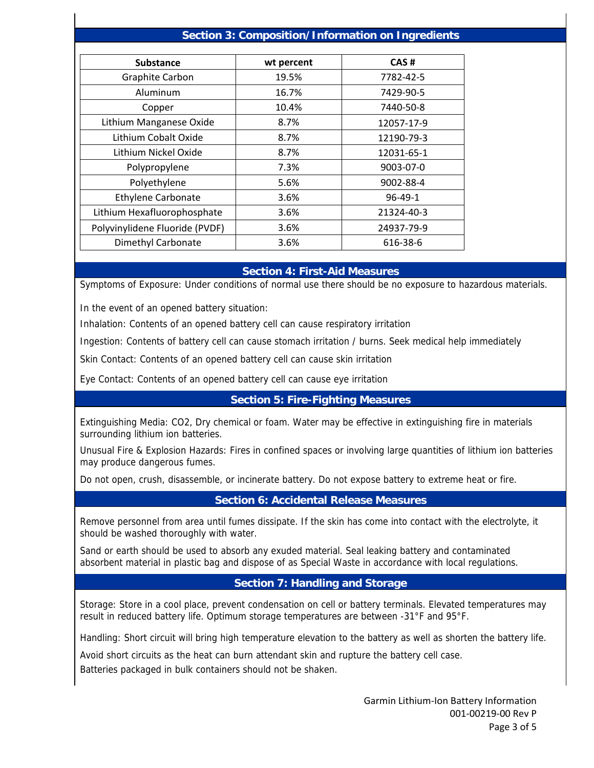## Section 3: Composition/Information on Ingredients

| Substance | wt percent | CAS # |
|---|---|---|
| Graphite Carbon | 19.5% | 7782-42-5 |
| Aluminum | 16.7% | 7429-90-5 |
| Copper | 10.4% | 7440-50-8 |
| Lithium Manganese Oxide | 8.7% | 12057-17-9 |
| Lithium Cobalt Oxide | 8.7% | 12190-79-3 |
| Lithium Nickel Oxide | 8.7% | 12031-65-1 |
| Polypropylene | 7.3% | 9003-07-0 |
| Polyethylene | 5.6% | 9002-88-4 |
| Ethylene Carbonate | 3.6% | 96-49-1 |
| Lithium Hexafluorophosphate | 3.6% | 21324-40-3 |
| Polyvinylidene Fluoride (PVDF) | 3.6% | 24937-79-9 |
| Dimethyl Carbonate | 3.6% | 616-38-6 |

## Section 4: First-Aid Measures

Symptoms of Exposure: Under conditions of normal use there should be no exposure to hazardous materials.

In the event of an opened battery situation:

Inhalation: Contents of an opened battery cell can cause respiratory irritation

Ingestion: Contents of battery cell can cause stomach irritation / burns. Seek medical help immediately

Skin Contact: Contents of an opened battery cell can cause skin irritation

Eye Contact: Contents of an opened battery cell can cause eye irritation

## Section 5: Fire-Fighting Measures

Extinguishing Media: CO2, Dry chemical or foam. Water may be effective in extinguishing fire in materials surrounding lithium ion batteries.

Unusual Fire & Explosion Hazards: Fires in confined spaces or involving large quantities of lithium ion batteries may produce dangerous fumes.

Do not open, crush, disassemble, or incinerate battery. Do not expose battery to extreme heat or fire.

## Section 6: Accidental Release Measures

Remove personnel from area until fumes dissipate. If the skin has come into contact with the electrolyte, it should be washed thoroughly with water.

Sand or earth should be used to absorb any exuded material. Seal leaking battery and contaminated absorbent material in plastic bag and dispose of as Special Waste in accordance with local regulations.

## Section 7: Handling and Storage

Storage: Store in a cool place, prevent condensation on cell or battery terminals. Elevated temperatures may result in reduced battery life. Optimum storage temperatures are between -31°F and 95°F.

Handling: Short circuit will bring high temperature elevation to the battery as well as shorten the battery life.

Avoid short circuits as the heat can burn attendant skin and rupture the battery cell case.

Batteries packaged in bulk containers should not be shaken.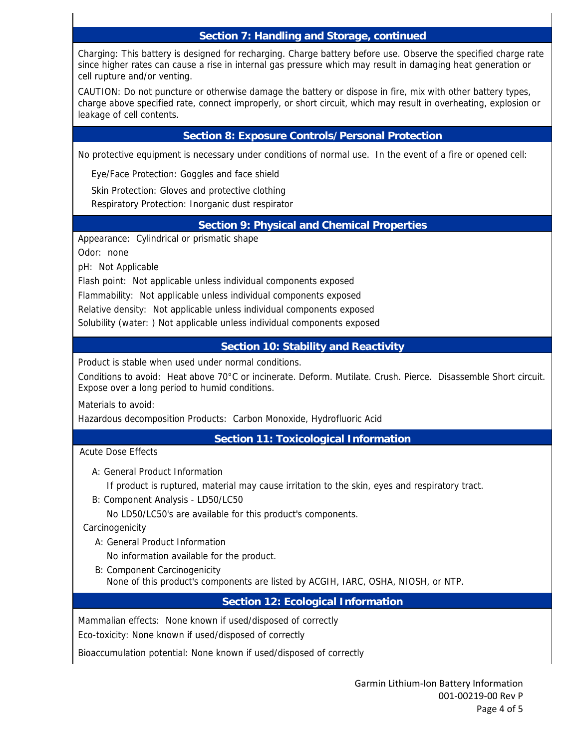## Section 7: Handling and Storage, continued

Charging: This battery is designed for recharging. Charge battery before use. Observe the specified charge rate since higher rates can cause a rise in internal gas pressure which may result in damaging heat generation or cell rupture and/or venting.

CAUTION: Do not puncture or otherwise damage the battery or dispose in fire, mix with other battery types, charge above specified rate, connect improperly, or short circuit, which may result in overheating, explosion or leakage of cell contents.

## Section 8: Exposure Controls/Personal Protection

No protective equipment is necessary under conditions of normal use. In the event of a fire or opened cell:

Eye/Face Protection: Goggles and face shield

Skin Protection: Gloves and protective clothing

Respiratory Protection: Inorganic dust respirator

## Section 9: Physical and Chemical Properties

Appearance: Cylindrical or prismatic shape

Odor: none

pH: Not Applicable

Flash point: Not applicable unless individual components exposed

Flammability: Not applicable unless individual components exposed

Relative density: Not applicable unless individual components exposed

Solubility (water: ) Not applicable unless individual components exposed

## Section 10: Stability and Reactivity

Product is stable when used under normal conditions.

Conditions to avoid: Heat above 70°C or incinerate. Deform. Mutilate. Crush. Pierce. Disassemble Short circuit. Expose over a long period to humid conditions.

Materials to avoid:

Hazardous decomposition Products: Carbon Monoxide, Hydrofluoric Acid

## Section 11: Toxicological Information

Acute Dose Effects

A: General Product Information

If product is ruptured, material may cause irritation to the skin, eyes and respiratory tract.

B: Component Analysis - LD50/LC50

No LD50/LC50's are available for this product's components.

Carcinogenicity

A: General Product Information

No information available for the product.

B: Component Carcinogenicity

None of this product's components are listed by ACGIH, IARC, OSHA, NIOSH, or NTP.

## Section 12: Ecological Information

Mammalian effects: None known if used/disposed of correctly

Eco-toxicity: None known if used/disposed of correctly

Bioaccumulation potential: None known if used/disposed of correctly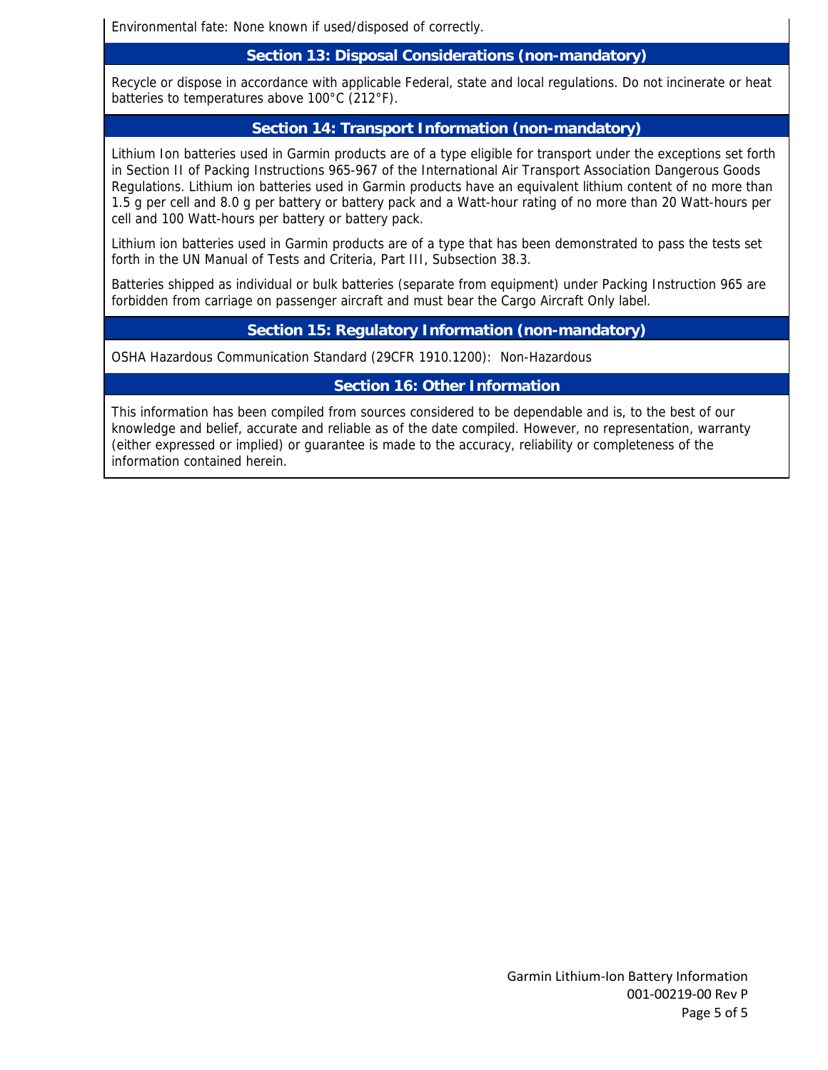Environmental fate: None known if used/disposed of correctly.

## Section 13: Disposal Considerations (non-mandatory)

Recycle or dispose in accordance with applicable Federal, state and local regulations. Do not incinerate or heat batteries to temperatures above 100°C (212°F).

## Section 14: Transport Information (non-mandatory)

Lithium Ion batteries used in Garmin products are of a type eligible for transport under the exceptions set forth in Section II of Packing Instructions 965-967 of the International Air Transport Association Dangerous Goods Regulations. Lithium ion batteries used in Garmin products have an equivalent lithium content of no more than 1.5 g per cell and 8.0 g per battery or battery pack and a Watt-hour rating of no more than 20 Watt-hours per cell and 100 Watt-hours per battery or battery pack.

Lithium ion batteries used in Garmin products are of a type that has been demonstrated to pass the tests set forth in the UN Manual of Tests and Criteria, Part III, Subsection 38.3.

Batteries shipped as individual or bulk batteries (separate from equipment) under Packing Instruction 965 are forbidden from carriage on passenger aircraft and must bear the Cargo Aircraft Only label.

## Section 15: Regulatory Information (non-mandatory)

OSHA Hazardous Communication Standard (29CFR 1910.1200): Non-Hazardous

## Section 16: Other Information

This information has been compiled from sources considered to be dependable and is, to the best of our knowledge and belief, accurate and reliable as of the date compiled. However, no representation, warranty (either expressed or implied) or guarantee is made to the accuracy, reliability or completeness of the information contained herein.